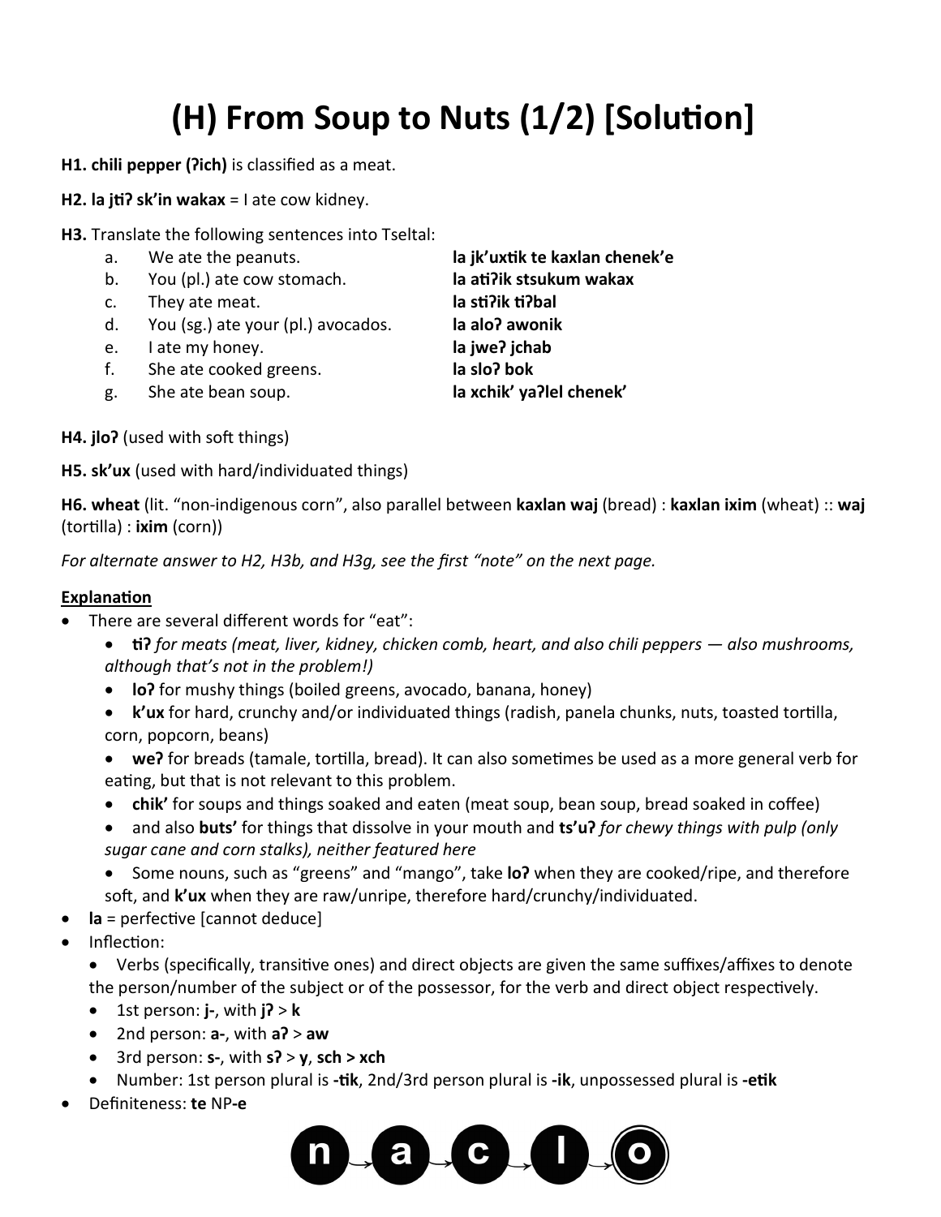# (H) From Soup to Nuts (1/2) [Solution]

**H1. chili pepper (ʔich)** is classified as a meat.

**H2. la jtiʔ sk'in wakax** = I ate cow kidney.

**H3.** Translate the following sentences into Tseltal:

| | | |
|---|---|---|
| a. | We ate the peanuts. | **la jk'uxtik te kaxlan chenek'e** |
| b. | You (pl.) ate cow stomach. | **la atiʔik stsukum wakax** |
| c. | They ate meat. | **la stiʔik tiʔbal** |
| d. | You (sg.) ate your (pl.) avocados. | **la aloʔ awonik** |
| e. | I ate my honey. | **la jweʔ jchab** |
| f. | She ate cooked greens. | **la sloʔ bok** |
| g. | She ate bean soup. | **la xchik' yaʔlel chenek'** |

**H4. jloʔ** (used with soft things)

**H5. sk'ux** (used with hard/individuated things)

**H6. wheat** (lit. "non-indigenous corn", also parallel between **kaxlan waj** (bread) : **kaxlan ixim** (wheat) :: **waj** (tortilla) : **ixim** (corn))

*For alternate answer to H2, H3b, and H3g, see the first "note" on the next page.*

**Explanation**

- There are several different words for "eat":
  - **tiʔ** *for meats (meat, liver, kidney, chicken comb, heart, and also chili peppers — also mushrooms, although that's not in the problem!)*
  - **loʔ** for mushy things (boiled greens, avocado, banana, honey)
  - **k'ux** for hard, crunchy and/or individuated things (radish, panela chunks, nuts, toasted tortilla, corn, popcorn, beans)
  - **weʔ** for breads (tamale, tortilla, bread). It can also sometimes be used as a more general verb for eating, but that is not relevant to this problem.
  - **chik'** for soups and things soaked and eaten (meat soup, bean soup, bread soaked in coffee)
  - and also **buts'** for things that dissolve in your mouth and **ts'uʔ** *for chewy things with pulp (only sugar cane and corn stalks), neither featured here*
  - Some nouns, such as "greens" and "mango", take **loʔ** when they are cooked/ripe, and therefore soft, and **k'ux** when they are raw/unripe, therefore hard/crunchy/individuated.
- **la** = perfective [cannot deduce]
- Inflection:
  - Verbs (specifically, transitive ones) and direct objects are given the same suffixes/affixes to denote the person/number of the subject or of the possessor, for the verb and direct object respectively.
  - 1st person: **j-**, with **jʔ** > **k**
  - 2nd person: **a-**, with **aʔ** > **aw**
  - 3rd person: **s-**, with **sʔ** > **y**, **sch > xch**
  - Number: 1st person plural is **-tik**, 2nd/3rd person plural is **-ik**, unpossessed plural is **-etik**
- Definiteness: **te** NP**-e**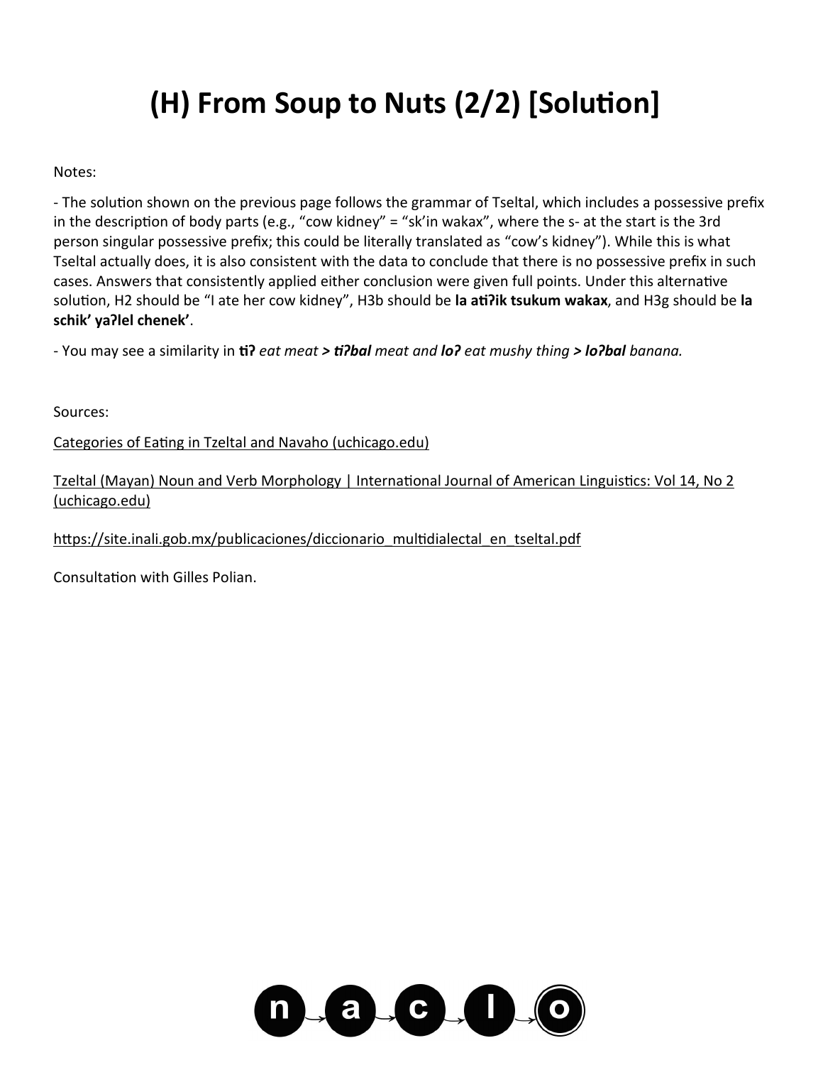# (H) From Soup to Nuts (2/2) [Solution]

Notes:

- The solution shown on the previous page follows the grammar of Tseltal, which includes a possessive prefix in the description of body parts (e.g., "cow kidney" = "sk'in wakax", where the s- at the start is the 3rd person singular possessive prefix; this could be literally translated as "cow's kidney"). While this is what Tseltal actually does, it is also consistent with the data to conclude that there is no possessive prefix in such cases. Answers that consistently applied either conclusion were given full points. Under this alternative solution, H2 should be "I ate her cow kidney", H3b should be **la atiʔik tsukum wakax**, and H3g should be **la schik' yaʔlel chenek'**.

- You may see a similarity in **tiʔ** *eat meat* **>** ***tiʔbal*** *meat and* **loʔ** *eat mushy thing* **>** ***loʔbal*** *banana.*

Sources:

Categories of Eating in Tzeltal and Navaho (uchicago.edu)

Tzeltal (Mayan) Noun and Verb Morphology | International Journal of American Linguistics: Vol 14, No 2 (uchicago.edu)

https://site.inali.gob.mx/publicaciones/diccionario_multidialectal_en_tseltal.pdf

Consultation with Gilles Polian.